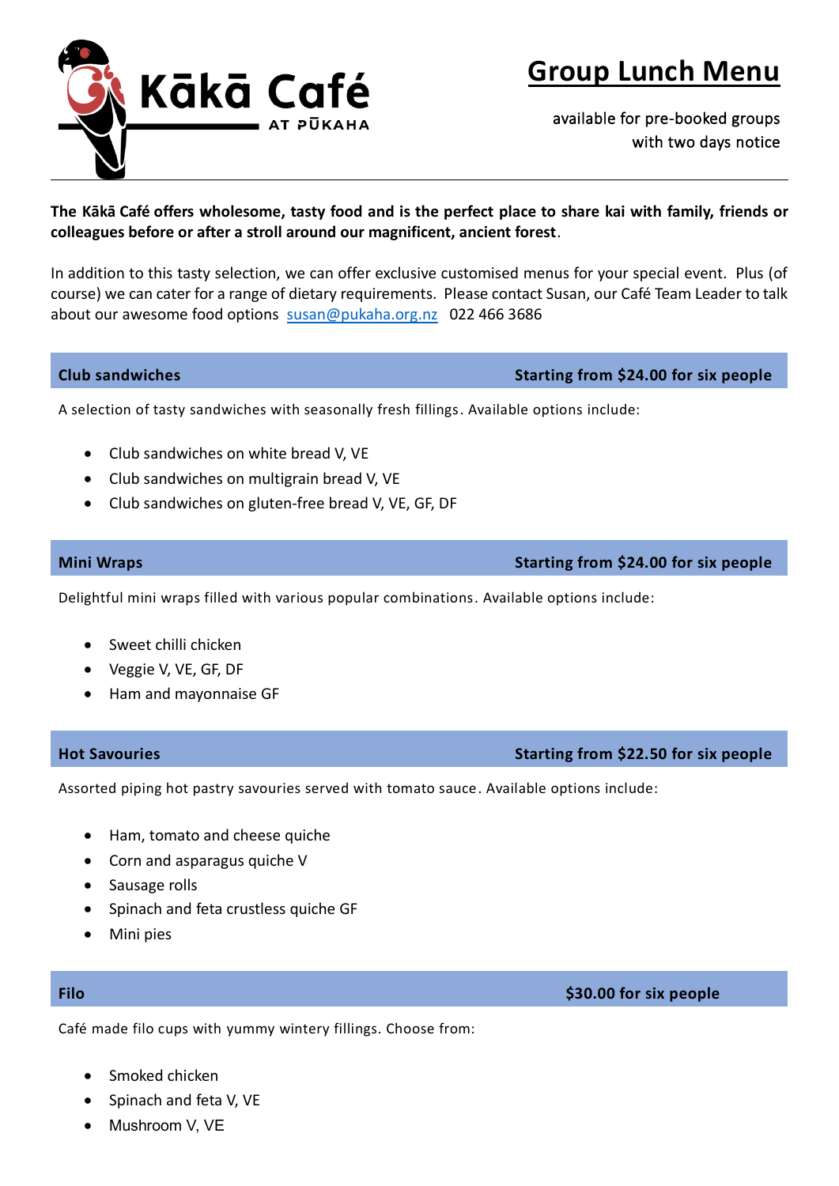# Kākā Café

AT PŪKAHA

## Group Lunch Menu

available for pre-booked groups
with two days notice

**The Kākā Café offers wholesome, tasty food and is the perfect place to share kai with family, friends or colleagues before or after a stroll around our magnificent, ancient forest**.

In addition to this tasty selection, we can offer exclusive customised menus for your special event. Plus (of course) we can cater for a range of dietary requirements. Please contact Susan, our Café Team Leader to talk about our awesome food options susan@pukaha.org.nz 022 466 3686

### Club sandwiches — Starting from $24.00 for six people

A selection of tasty sandwiches with seasonally fresh fillings. Available options include:

- Club sandwiches on white bread V, VE
- Club sandwiches on multigrain bread V, VE
- Club sandwiches on gluten-free bread V, VE, GF, DF

### Mini Wraps — Starting from $24.00 for six people

Delightful mini wraps filled with various popular combinations. Available options include:

- Sweet chilli chicken
- Veggie V, VE, GF, DF
- Ham and mayonnaise GF

### Hot Savouries — Starting from $22.50 for six people

Assorted piping hot pastry savouries served with tomato sauce. Available options include:

- Ham, tomato and cheese quiche
- Corn and asparagus quiche V
- Sausage rolls
- Spinach and feta crustless quiche GF
- Mini pies

### Filo — $30.00 for six people

Café made filo cups with yummy wintery fillings. Choose from:

- Smoked chicken
- Spinach and feta V, VE
- Mushroom V, VE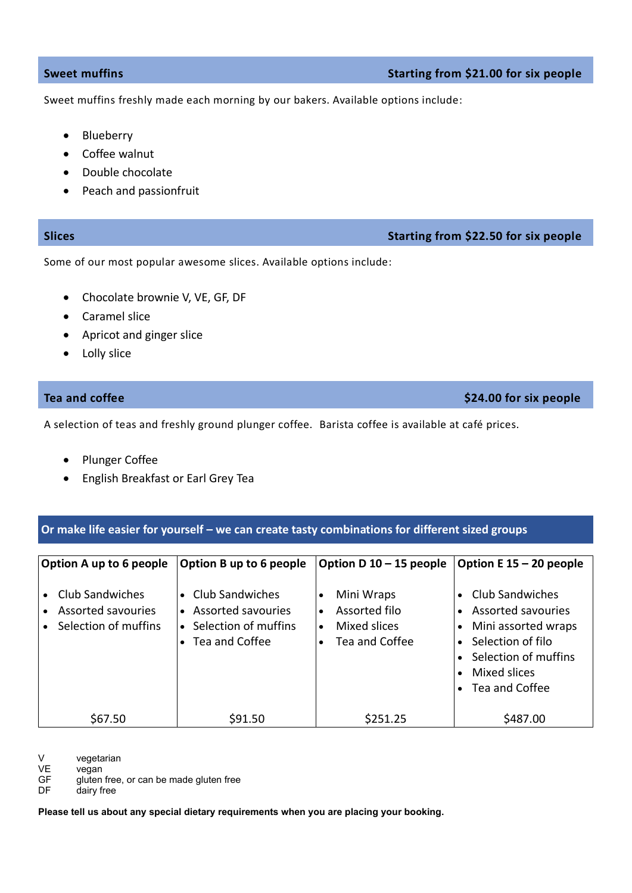## Sweet muffins — Starting from $21.00 for six people

Sweet muffins freshly made each morning by our bakers. Available options include:

- Blueberry
- Coffee walnut
- Double chocolate
- Peach and passionfruit

## Slices — Starting from $22.50 for six people

Some of our most popular awesome slices. Available options include:

- Chocolate brownie V, VE, GF, DF
- Caramel slice
- Apricot and ginger slice
- Lolly slice

## Tea and coffee — $24.00 for six people

A selection of teas and freshly ground plunger coffee. Barista coffee is available at café prices.

- Plunger Coffee
- English Breakfast or Earl Grey Tea

## Or make life easier for yourself – we can create tasty combinations for different sized groups

| Option A up to 6 people | Option B up to 6 people | Option D 10 – 15 people | Option E 15 – 20 people |
|---|---|---|---|
| • Club Sandwiches<br>• Assorted savouries<br>• Selection of muffins | • Club Sandwiches<br>• Assorted savouries<br>• Selection of muffins<br>• Tea and Coffee | • Mini Wraps<br>• Assorted filo<br>• Mixed slices<br>• Tea and Coffee | • Club Sandwiches<br>• Assorted savouries<br>• Mini assorted wraps<br>• Selection of filo<br>• Selection of muffins<br>• Mixed slices<br>• Tea and Coffee |
| $67.50 | $91.50 | $251.25 | $487.00 |

V vegetarian
VE vegan
GF gluten free, or can be made gluten free
DF dairy free

**Please tell us about any special dietary requirements when you are placing your booking.**